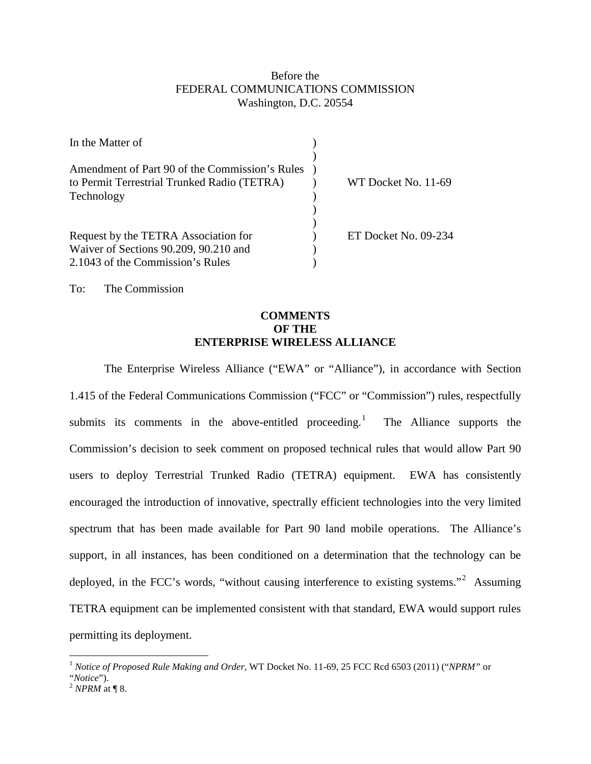Before the
FEDERAL COMMUNICATIONS COMMISSION
Washington, D.C. 20554

| | | |
|---|---|---|
| In the Matter of | ) | |
| | ) | |
| Amendment of Part 90 of the Commission's Rules to Permit Terrestrial Trunked Radio (TETRA) Technology | ) | WT Docket No. 11-69 |
| | ) | |
| | ) | |
| Request by the TETRA Association for Waiver of Sections 90.209, 90.210 and 2.1043 of the Commission's Rules | ) | ET Docket No. 09-234 |

To: The Commission

**COMMENTS OF THE ENTERPRISE WIRELESS ALLIANCE**

The Enterprise Wireless Alliance ("EWA" or "Alliance"), in accordance with Section 1.415 of the Federal Communications Commission ("FCC" or "Commission") rules, respectfully submits its comments in the above-entitled proceeding.[1] The Alliance supports the Commission's decision to seek comment on proposed technical rules that would allow Part 90 users to deploy Terrestrial Trunked Radio (TETRA) equipment. EWA has consistently encouraged the introduction of innovative, spectrally efficient technologies into the very limited spectrum that has been made available for Part 90 land mobile operations. The Alliance's support, in all instances, has been conditioned on a determination that the technology can be deployed, in the FCC's words, "without causing interference to existing systems."[2] Assuming TETRA equipment can be implemented consistent with that standard, EWA would support rules permitting its deployment.

---

[1] *Notice of Proposed Rule Making and Order,* WT Docket No. 11-69, 25 FCC Rcd 6503 (2011) ("*NPRM*" or "*Notice*").

[2] *NPRM* at ¶ 8.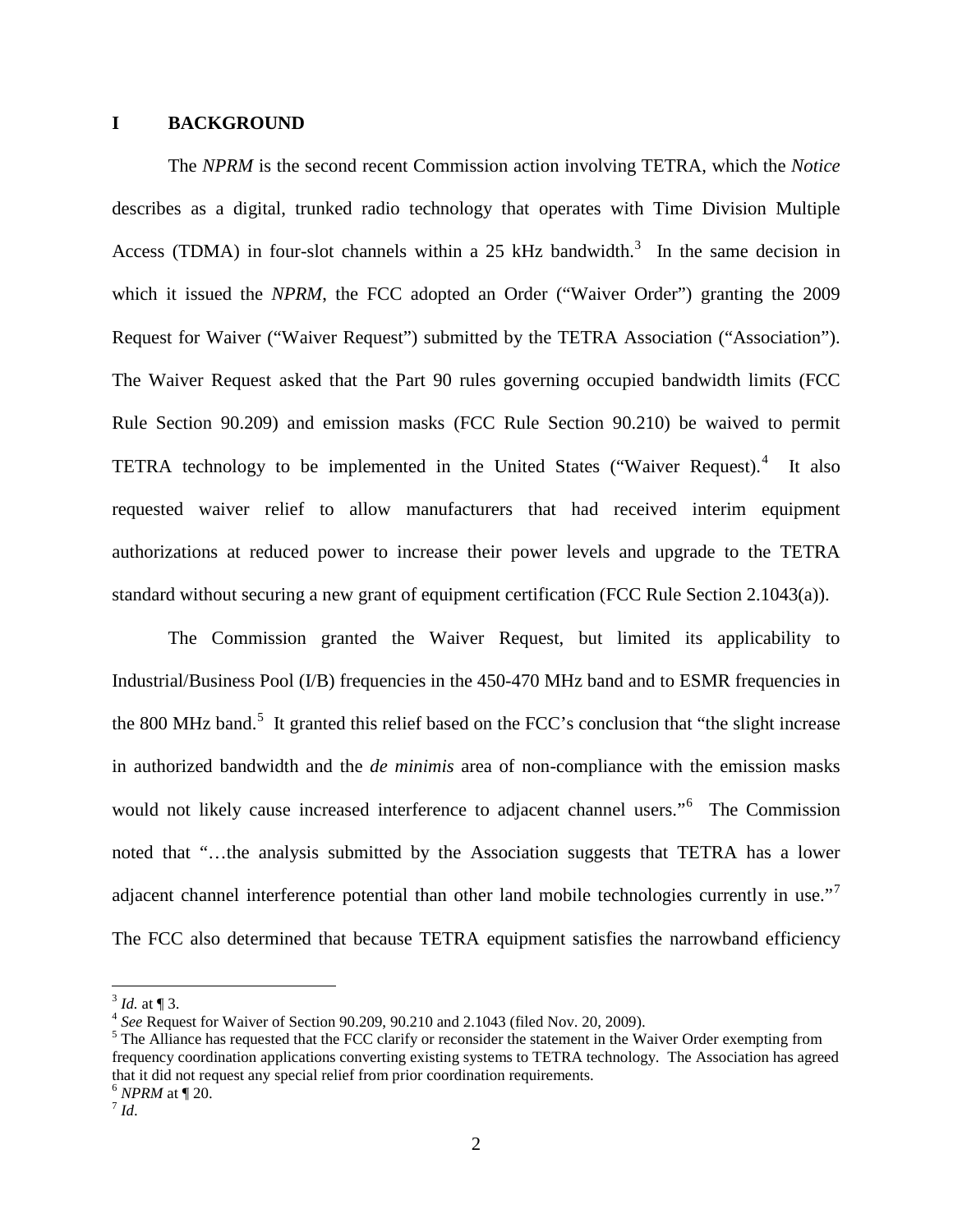## I BACKGROUND

The *NPRM* is the second recent Commission action involving TETRA, which the *Notice* describes as a digital, trunked radio technology that operates with Time Division Multiple Access (TDMA) in four-slot channels within a 25 kHz bandwidth.[3] In the same decision in which it issued the *NPRM*, the FCC adopted an Order ("Waiver Order") granting the 2009 Request for Waiver ("Waiver Request") submitted by the TETRA Association ("Association"). The Waiver Request asked that the Part 90 rules governing occupied bandwidth limits (FCC Rule Section 90.209) and emission masks (FCC Rule Section 90.210) be waived to permit TETRA technology to be implemented in the United States ("Waiver Request).[4] It also requested waiver relief to allow manufacturers that had received interim equipment authorizations at reduced power to increase their power levels and upgrade to the TETRA standard without securing a new grant of equipment certification (FCC Rule Section 2.1043(a)).

The Commission granted the Waiver Request, but limited its applicability to Industrial/Business Pool (I/B) frequencies in the 450-470 MHz band and to ESMR frequencies in the 800 MHz band.[5] It granted this relief based on the FCC's conclusion that "the slight increase in authorized bandwidth and the *de minimis* area of non-compliance with the emission masks would not likely cause increased interference to adjacent channel users."[6] The Commission noted that "…the analysis submitted by the Association suggests that TETRA has a lower adjacent channel interference potential than other land mobile technologies currently in use."[7] The FCC also determined that because TETRA equipment satisfies the narrowband efficiency

---

[3] *Id.* at ¶ 3.

[4] *See* Request for Waiver of Section 90.209, 90.210 and 2.1043 (filed Nov. 20, 2009).

[5] The Alliance has requested that the FCC clarify or reconsider the statement in the Waiver Order exempting from frequency coordination applications converting existing systems to TETRA technology. The Association has agreed that it did not request any special relief from prior coordination requirements.

[6] *NPRM* at ¶ 20.

[7] *Id*.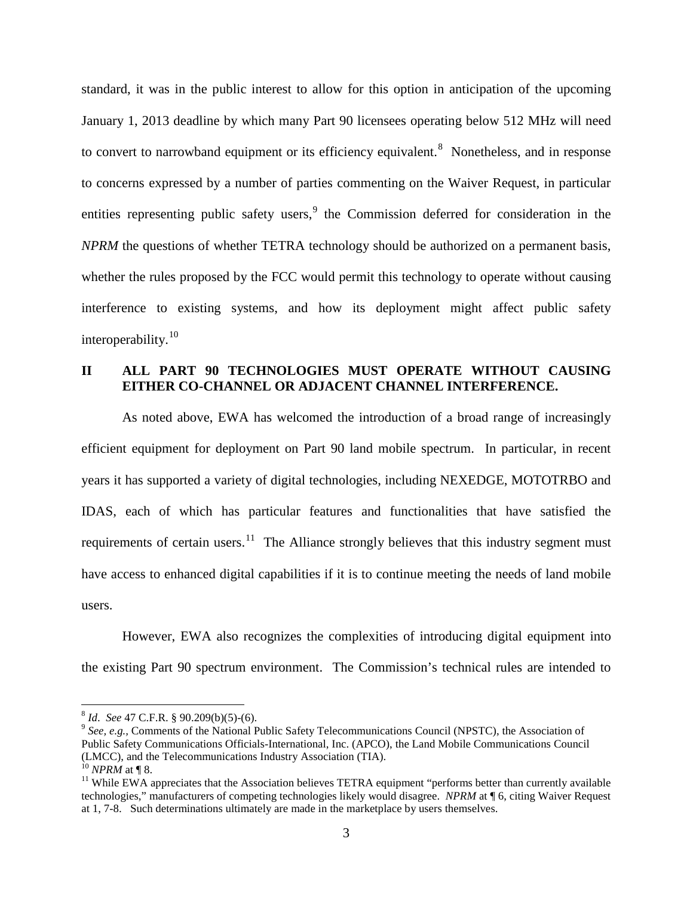standard, it was in the public interest to allow for this option in anticipation of the upcoming January 1, 2013 deadline by which many Part 90 licensees operating below 512 MHz will need to convert to narrowband equipment or its efficiency equivalent.[8] Nonetheless, and in response to concerns expressed by a number of parties commenting on the Waiver Request, in particular entities representing public safety users,[9] the Commission deferred for consideration in the *NPRM* the questions of whether TETRA technology should be authorized on a permanent basis, whether the rules proposed by the FCC would permit this technology to operate without causing interference to existing systems, and how its deployment might affect public safety interoperability.[10]

## II ALL PART 90 TECHNOLOGIES MUST OPERATE WITHOUT CAUSING EITHER CO-CHANNEL OR ADJACENT CHANNEL INTERFERENCE.

As noted above, EWA has welcomed the introduction of a broad range of increasingly efficient equipment for deployment on Part 90 land mobile spectrum. In particular, in recent years it has supported a variety of digital technologies, including NEXEDGE, MOTOTRBO and IDAS, each of which has particular features and functionalities that have satisfied the requirements of certain users.[11] The Alliance strongly believes that this industry segment must have access to enhanced digital capabilities if it is to continue meeting the needs of land mobile users.

However, EWA also recognizes the complexities of introducing digital equipment into the existing Part 90 spectrum environment. The Commission's technical rules are intended to

---

[8] *Id*. *See* 47 C.F.R. § 90.209(b)(5)-(6).

[9] *See, e.g.*, Comments of the National Public Safety Telecommunications Council (NPSTC), the Association of Public Safety Communications Officials-International, Inc. (APCO), the Land Mobile Communications Council (LMCC), and the Telecommunications Industry Association (TIA).

[10] *NPRM* at ¶ 8.

[11] While EWA appreciates that the Association believes TETRA equipment "performs better than currently available technologies," manufacturers of competing technologies likely would disagree. *NPRM* at ¶ 6, citing Waiver Request at 1, 7-8. Such determinations ultimately are made in the marketplace by users themselves.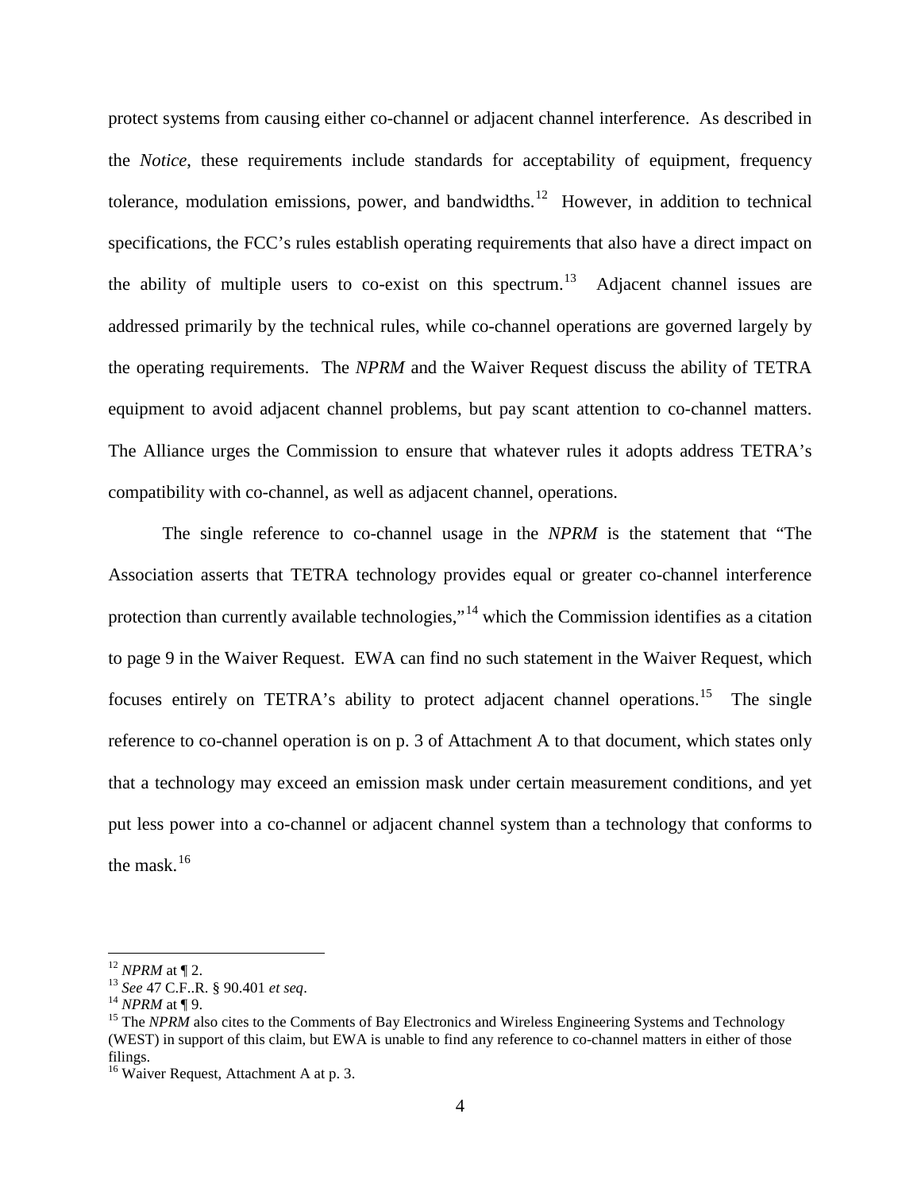protect systems from causing either co-channel or adjacent channel interference. As described in the *Notice*, these requirements include standards for acceptability of equipment, frequency tolerance, modulation emissions, power, and bandwidths.[12] However, in addition to technical specifications, the FCC's rules establish operating requirements that also have a direct impact on the ability of multiple users to co-exist on this spectrum.[13] Adjacent channel issues are addressed primarily by the technical rules, while co-channel operations are governed largely by the operating requirements. The *NPRM* and the Waiver Request discuss the ability of TETRA equipment to avoid adjacent channel problems, but pay scant attention to co-channel matters. The Alliance urges the Commission to ensure that whatever rules it adopts address TETRA's compatibility with co-channel, as well as adjacent channel, operations.

The single reference to co-channel usage in the *NPRM* is the statement that "The Association asserts that TETRA technology provides equal or greater co-channel interference protection than currently available technologies,"[14] which the Commission identifies as a citation to page 9 in the Waiver Request. EWA can find no such statement in the Waiver Request, which focuses entirely on TETRA's ability to protect adjacent channel operations.[15] The single reference to co-channel operation is on p. 3 of Attachment A to that document, which states only that a technology may exceed an emission mask under certain measurement conditions, and yet put less power into a co-channel or adjacent channel system than a technology that conforms to the mask.[16]

---

[12] *NPRM* at ¶ 2.

[13] *See* 47 C.F..R. § 90.401 *et seq*.

[14] *NPRM* at ¶ 9.

[15] The *NPRM* also cites to the Comments of Bay Electronics and Wireless Engineering Systems and Technology (WEST) in support of this claim, but EWA is unable to find any reference to co-channel matters in either of those filings.

[16] Waiver Request, Attachment A at p. 3.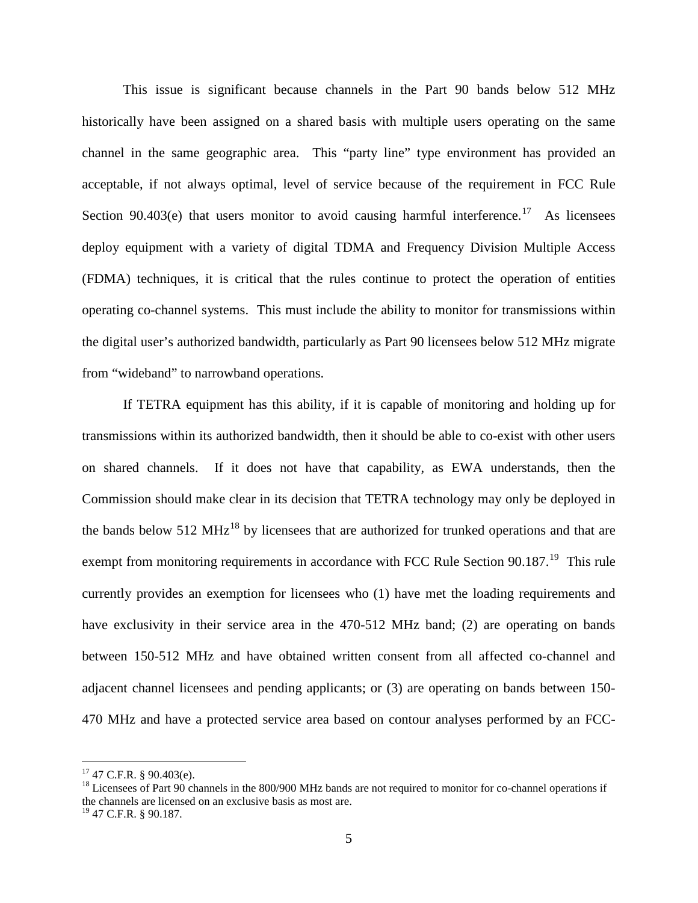This issue is significant because channels in the Part 90 bands below 512 MHz historically have been assigned on a shared basis with multiple users operating on the same channel in the same geographic area. This "party line" type environment has provided an acceptable, if not always optimal, level of service because of the requirement in FCC Rule Section 90.403(e) that users monitor to avoid causing harmful interference.[17] As licensees deploy equipment with a variety of digital TDMA and Frequency Division Multiple Access (FDMA) techniques, it is critical that the rules continue to protect the operation of entities operating co-channel systems. This must include the ability to monitor for transmissions within the digital user's authorized bandwidth, particularly as Part 90 licensees below 512 MHz migrate from "wideband" to narrowband operations.

If TETRA equipment has this ability, if it is capable of monitoring and holding up for transmissions within its authorized bandwidth, then it should be able to co-exist with other users on shared channels. If it does not have that capability, as EWA understands, then the Commission should make clear in its decision that TETRA technology may only be deployed in the bands below 512 MHz[18] by licensees that are authorized for trunked operations and that are exempt from monitoring requirements in accordance with FCC Rule Section 90.187.[19] This rule currently provides an exemption for licensees who (1) have met the loading requirements and have exclusivity in their service area in the 470-512 MHz band; (2) are operating on bands between 150-512 MHz and have obtained written consent from all affected co-channel and adjacent channel licensees and pending applicants; or (3) are operating on bands between 150-470 MHz and have a protected service area based on contour analyses performed by an FCC-

---

[17] 47 C.F.R. § 90.403(e).

[18] Licensees of Part 90 channels in the 800/900 MHz bands are not required to monitor for co-channel operations if the channels are licensed on an exclusive basis as most are.

[19] 47 C.F.R. § 90.187.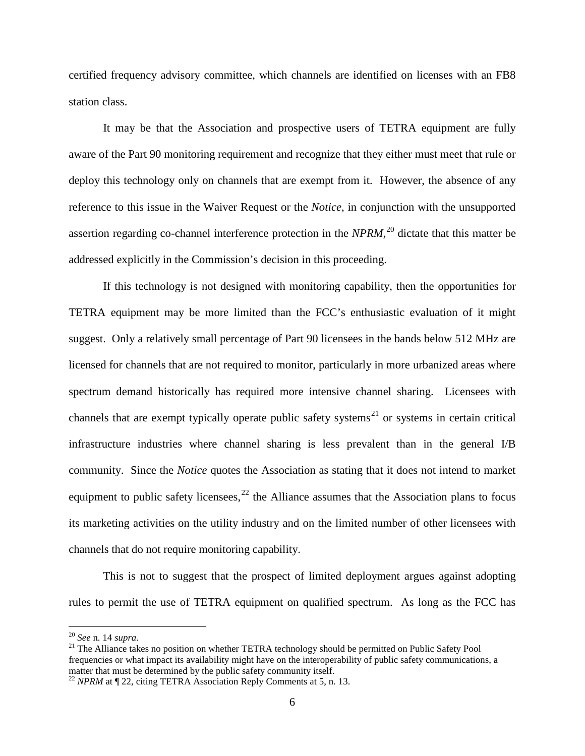certified frequency advisory committee, which channels are identified on licenses with an FB8 station class.

It may be that the Association and prospective users of TETRA equipment are fully aware of the Part 90 monitoring requirement and recognize that they either must meet that rule or deploy this technology only on channels that are exempt from it. However, the absence of any reference to this issue in the Waiver Request or the *Notice*, in conjunction with the unsupported assertion regarding co-channel interference protection in the *NPRM*,[20] dictate that this matter be addressed explicitly in the Commission's decision in this proceeding.

If this technology is not designed with monitoring capability, then the opportunities for TETRA equipment may be more limited than the FCC's enthusiastic evaluation of it might suggest. Only a relatively small percentage of Part 90 licensees in the bands below 512 MHz are licensed for channels that are not required to monitor, particularly in more urbanized areas where spectrum demand historically has required more intensive channel sharing. Licensees with channels that are exempt typically operate public safety systems[21] or systems in certain critical infrastructure industries where channel sharing is less prevalent than in the general I/B community. Since the *Notice* quotes the Association as stating that it does not intend to market equipment to public safety licensees,[22] the Alliance assumes that the Association plans to focus its marketing activities on the utility industry and on the limited number of other licensees with channels that do not require monitoring capability.

This is not to suggest that the prospect of limited deployment argues against adopting rules to permit the use of TETRA equipment on qualified spectrum. As long as the FCC has

---

[20] *See* n. 14 *supra*.

[21] The Alliance takes no position on whether TETRA technology should be permitted on Public Safety Pool frequencies or what impact its availability might have on the interoperability of public safety communications, a matter that must be determined by the public safety community itself.

[22] *NPRM* at ¶ 22, citing TETRA Association Reply Comments at 5, n. 13.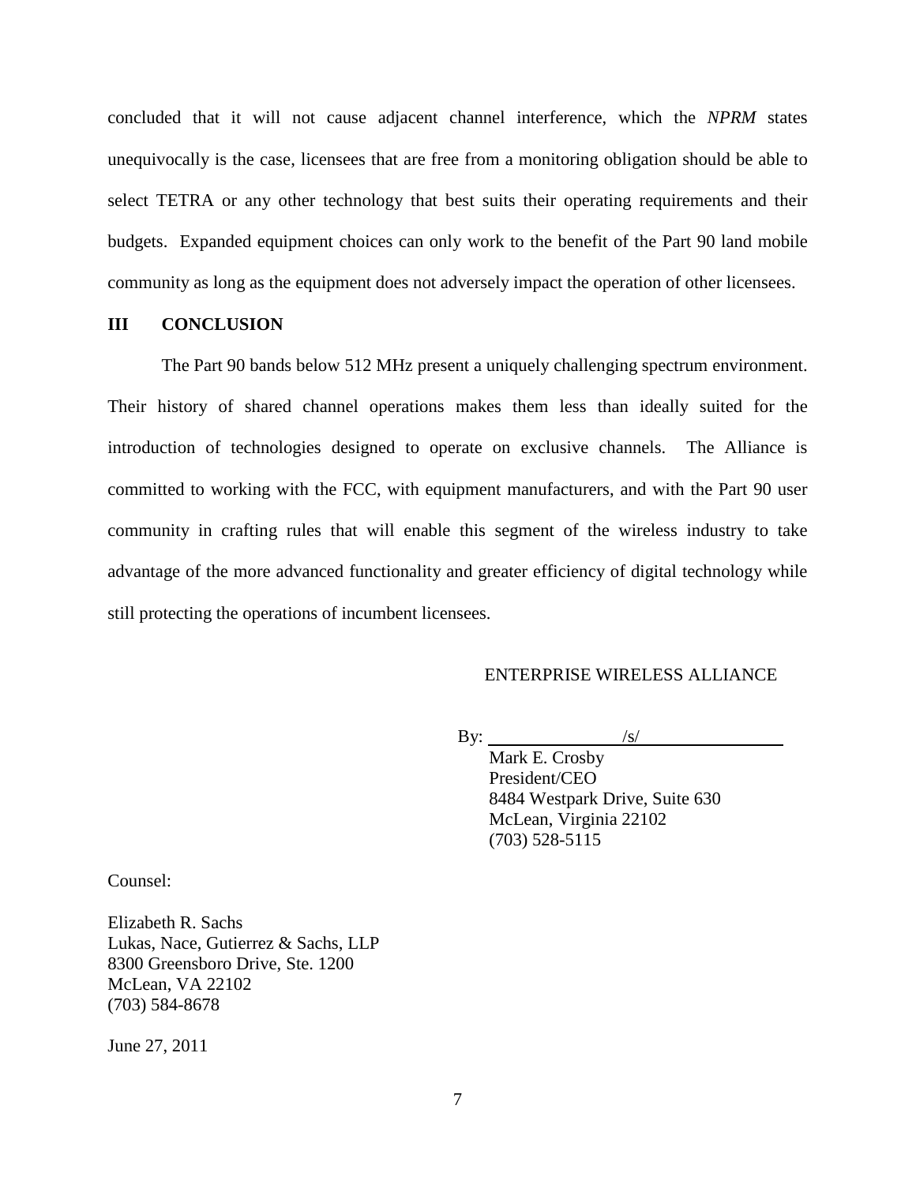concluded that it will not cause adjacent channel interference, which the *NPRM* states unequivocally is the case, licensees that are free from a monitoring obligation should be able to select TETRA or any other technology that best suits their operating requirements and their budgets. Expanded equipment choices can only work to the benefit of the Part 90 land mobile community as long as the equipment does not adversely impact the operation of other licensees.

## III CONCLUSION

The Part 90 bands below 512 MHz present a uniquely challenging spectrum environment. Their history of shared channel operations makes them less than ideally suited for the introduction of technologies designed to operate on exclusive channels. The Alliance is committed to working with the FCC, with equipment manufacturers, and with the Part 90 user community in crafting rules that will enable this segment of the wireless industry to take advantage of the more advanced functionality and greater efficiency of digital technology while still protecting the operations of incumbent licensees.

ENTERPRISE WIRELESS ALLIANCE

By: /s/

Mark E. Crosby
President/CEO
8484 Westpark Drive, Suite 630
McLean, Virginia 22102
(703) 528-5115

Counsel:

Elizabeth R. Sachs
Lukas, Nace, Gutierrez & Sachs, LLP
8300 Greensboro Drive, Ste. 1200
McLean, VA 22102
(703) 584-8678

June 27, 2011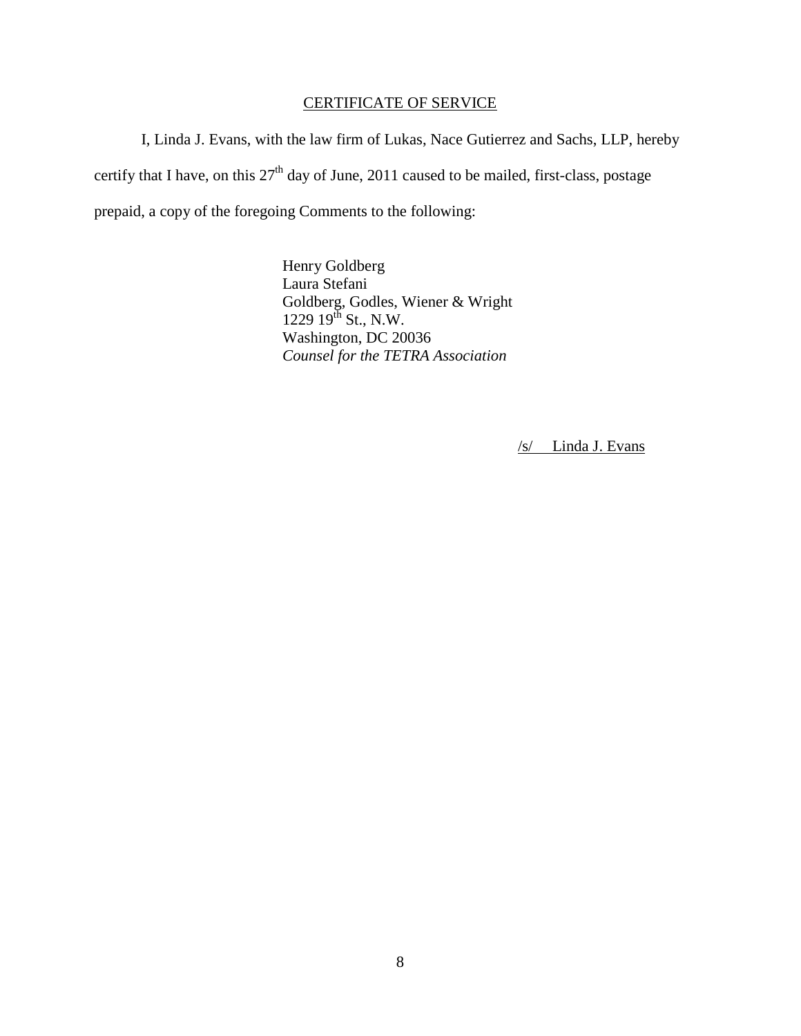## CERTIFICATE OF SERVICE

I, Linda J. Evans, with the law firm of Lukas, Nace Gutierrez and Sachs, LLP, hereby certify that I have, on this 27th day of June, 2011 caused to be mailed, first-class, postage prepaid, a copy of the foregoing Comments to the following:

Henry Goldberg
Laura Stefani
Goldberg, Godles, Wiener & Wright
1229 19th St., N.W.
Washington, DC 20036
*Counsel for the TETRA Association*

/s/ Linda J. Evans